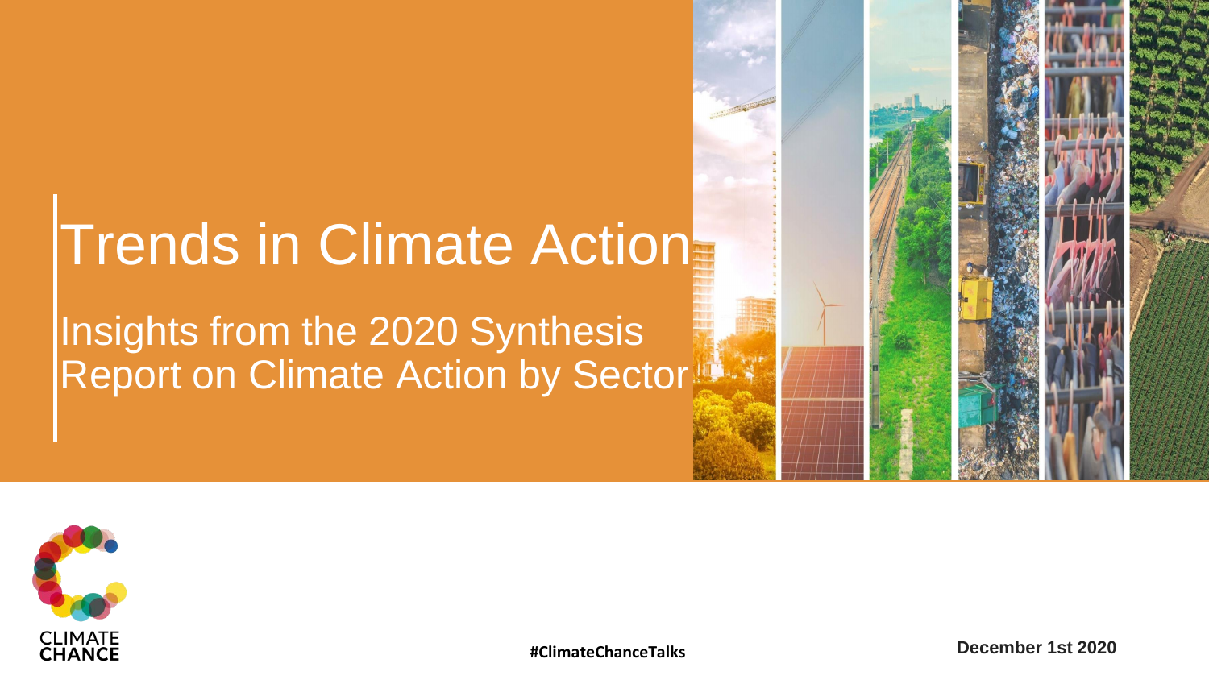# Trends in Climate Action

## Insights from the 2020 Synthesis Report on Climate Action by Sector

CLIMATE CHANCE

#ClimateChanceTalks

December 1st 2020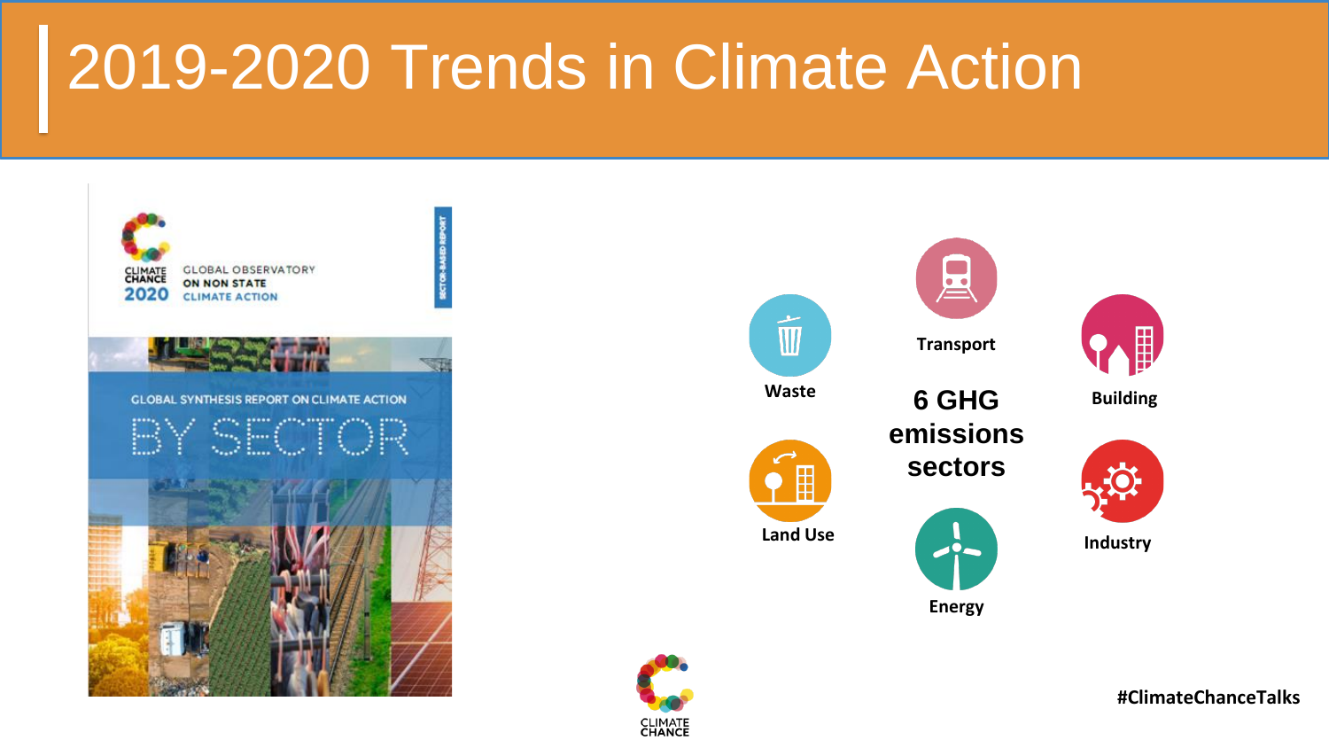# 2019-2020 Trends in Climate Action

CLIMATE CHANCE 2020

GLOBAL OBSERVATORY ON NON STATE CLIMATE ACTION

SECTOR-BASED REPORT

GLOBAL SYNTHESIS REPORT ON CLIMATE ACTION

BY SECTOR

**6 GHG emissions sectors**

- Transport
- Waste
- Building
- Land Use
- Industry
- Energy

CLIMATE CHANCE

#ClimateChanceTalks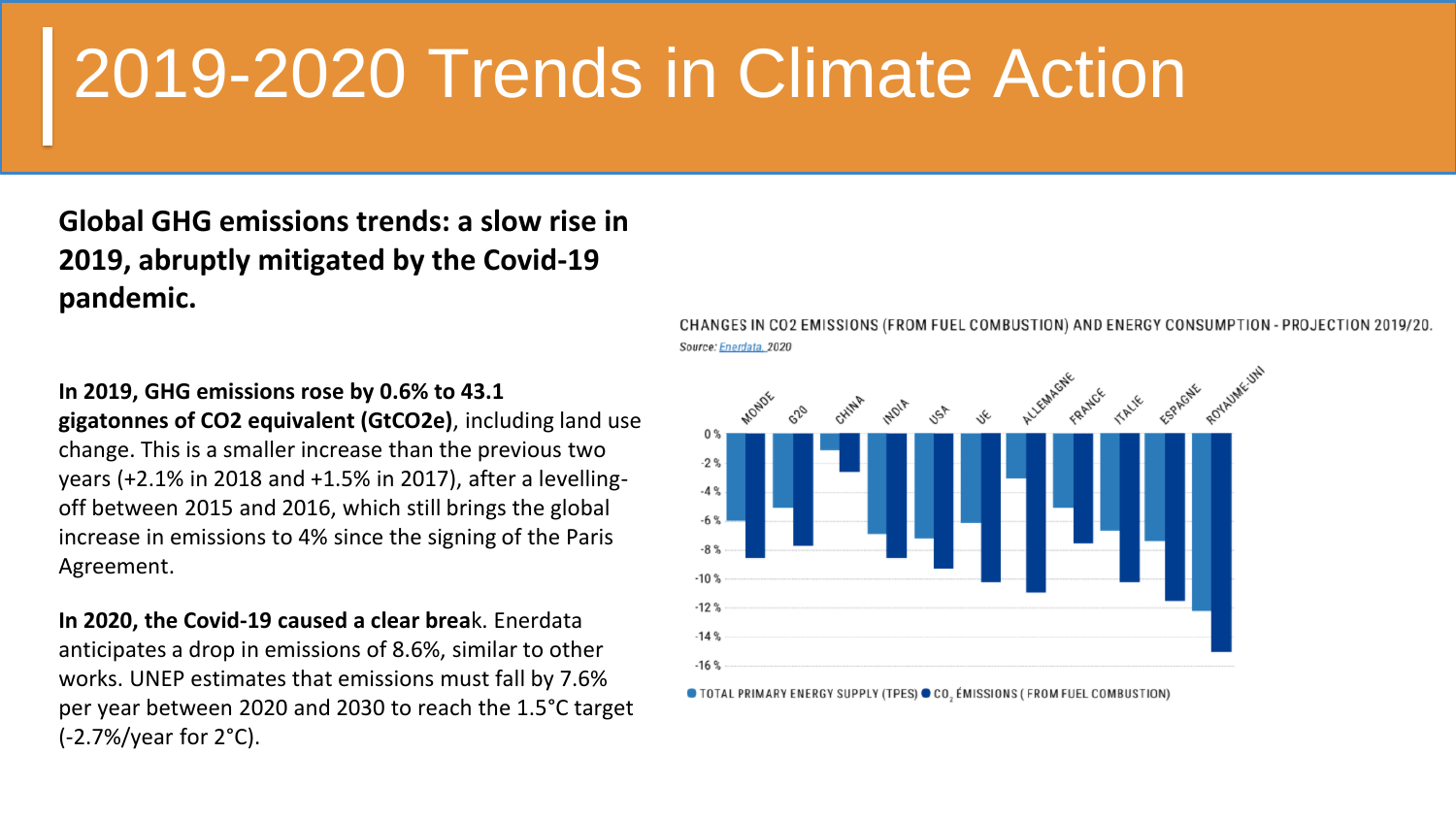# 2019-2020 Trends in Climate Action

**Global GHG emissions trends: a slow rise in 2019, abruptly mitigated by the Covid-19 pandemic.**

**In 2019, GHG emissions rose by 0.6% to 43.1 gigatonnes of CO2 equivalent (GtCO2e)**, including land use change. This is a smaller increase than the previous two years (+2.1% in 2018 and +1.5% in 2017), after a levelling-off between 2015 and 2016, which still brings the global increase in emissions to 4% since the signing of the Paris Agreement.

**In 2020, the Covid-19 caused a clear brea**k. Enerdata anticipates a drop in emissions of 8.6%, similar to other works. UNEP estimates that emissions must fall by 7.6% per year between 2020 and 2030 to reach the 1.5°C target (-2.7%/year for 2°C).

CHANGES IN CO2 EMISSIONS (FROM FUEL COMBUSTION) AND ENERGY CONSUMPTION - PROJECTION 2019/20.

*Source: Enerdata, 2020*

● TOTAL PRIMARY ENERGY SUPPLY (TPES) ● $CO_2$ EMISSIONS ( FROM FUEL COMBUSTION)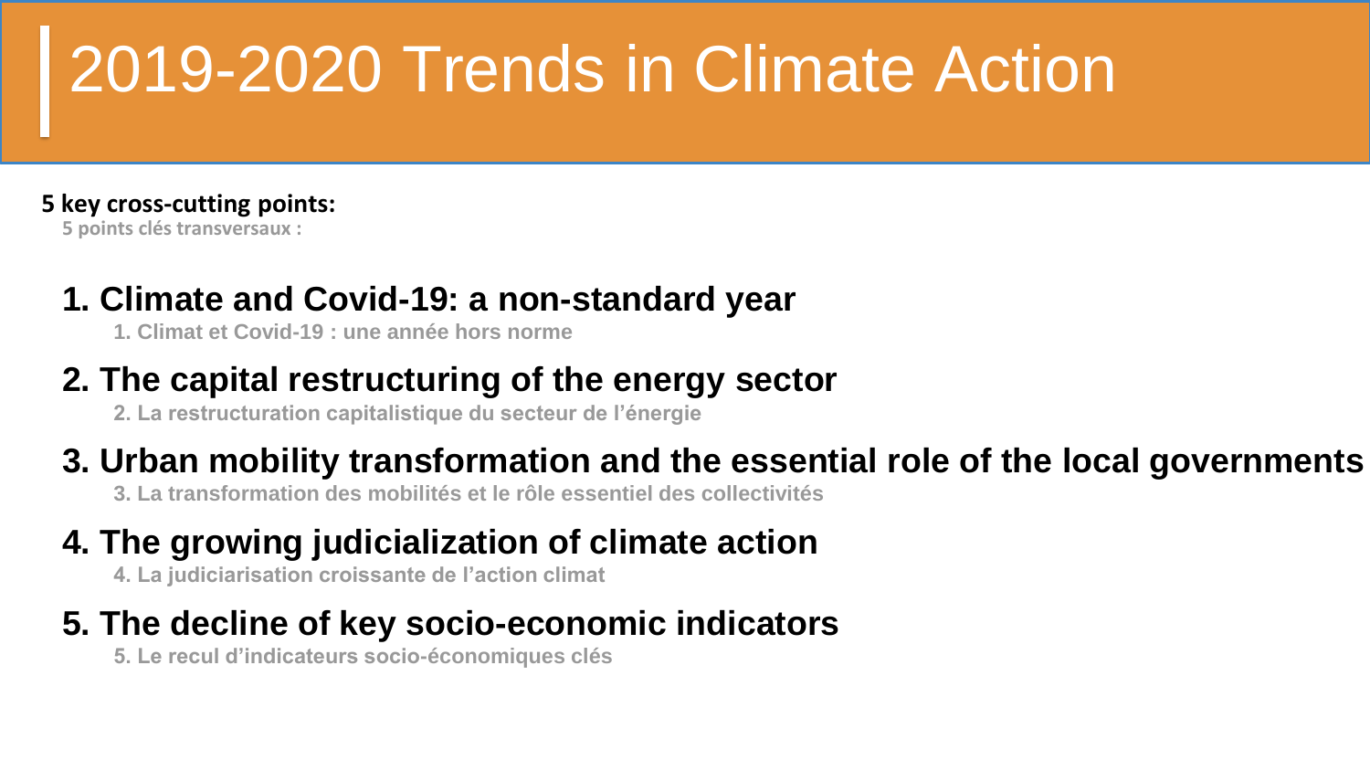# 2019-2020 Trends in Climate Action

**5 key cross-cutting points:**

**5 points clés transversaux :**

## 1. Climate and Covid-19: a non-standard year

**1. Climat et Covid-19 : une année hors norme**

## 2. The capital restructuring of the energy sector

**2. La restructuration capitalistique du secteur de l'énergie**

## 3. Urban mobility transformation and the essential role of the local governments

**3. La transformation des mobilités et le rôle essentiel des collectivités**

## 4. The growing judicialization of climate action

**4. La judiciarisation croissante de l'action climat**

## 5. The decline of key socio-economic indicators

**5. Le recul d'indicateurs socio-économiques clés**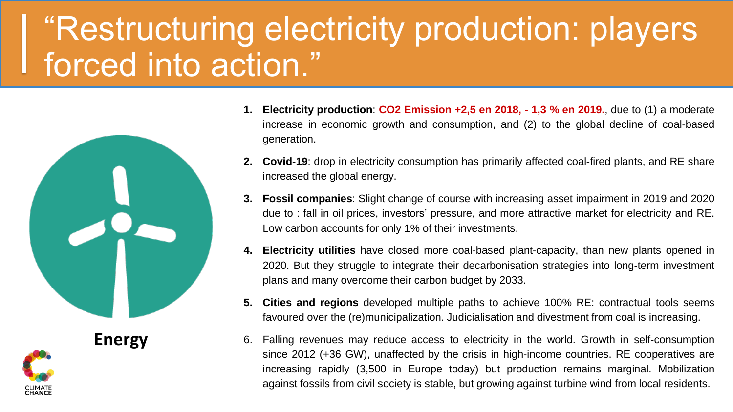# "Restructuring electricity production: players forced into action."

**Energy**

1. **Electricity production**: **CO2 Emission +2,5 en 2018, - 1,3 % en 2019.**, due to (1) a moderate increase in economic growth and consumption, and (2) to the global decline of coal-based generation.
2. **Covid-19**: drop in electricity consumption has primarily affected coal-fired plants, and RE share increased the global energy.
3. **Fossil companies**: Slight change of course with increasing asset impairment in 2019 and 2020 due to : fall in oil prices, investors' pressure, and more attractive market for electricity and RE. Low carbon accounts for only 1% of their investments.
4. **Electricity utilities** have closed more coal-based plant-capacity, than new plants opened in 2020. But they struggle to integrate their decarbonisation strategies into long-term investment plans and many overcome their carbon budget by 2033.
5. **Cities and regions** developed multiple paths to achieve 100% RE: contractual tools seems favoured over the (re)municipalization. Judicialisation and divestment from coal is increasing.
6. Falling revenues may reduce access to electricity in the world. Growth in self-consumption since 2012 (+36 GW), unaffected by the crisis in high-income countries. RE cooperatives are increasing rapidly (3,500 in Europe today) but production remains marginal. Mobilization against fossils from civil society is stable, but growing against turbine wind from local residents.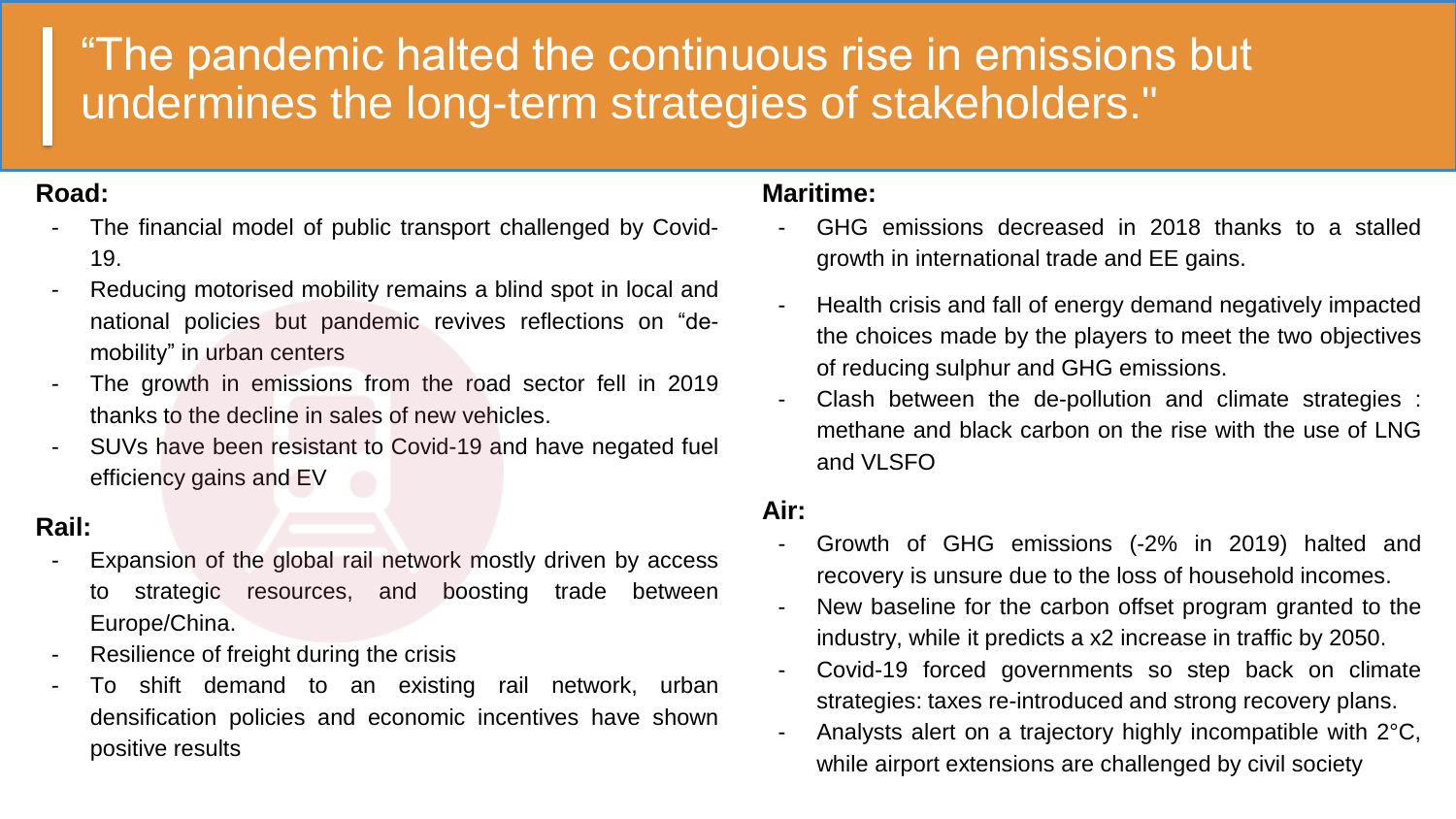# “The pandemic halted the continuous rise in emissions but undermines the long-term strategies of stakeholders."

**Road:**

- The financial model of public transport challenged by Covid-19.
- Reducing motorised mobility remains a blind spot in local and national policies but pandemic revives reflections on “de-mobility” in urban centers
- The growth in emissions from the road sector fell in 2019 thanks to the decline in sales of new vehicles.
- SUVs have been resistant to Covid-19 and have negated fuel efficiency gains and EV

**Rail:**

- Expansion of the global rail network mostly driven by access to strategic resources, and boosting trade between Europe/China.
- Resilience of freight during the crisis
- To shift demand to an existing rail network, urban densification policies and economic incentives have shown positive results

**Maritime:**

- GHG emissions decreased in 2018 thanks to a stalled growth in international trade and EE gains.
- Health crisis and fall of energy demand negatively impacted the choices made by the players to meet the two objectives of reducing sulphur and GHG emissions.
- Clash between the de-pollution and climate strategies : methane and black carbon on the rise with the use of LNG and VLSFO

**Air:**

- Growth of GHG emissions (-2% in 2019) halted and recovery is unsure due to the loss of household incomes.
- New baseline for the carbon offset program granted to the industry, while it predicts a x2 increase in traffic by 2050.
- Covid-19 forced governments so step back on climate strategies: taxes re-introduced and strong recovery plans.
- Analysts alert on a trajectory highly incompatible with 2°C, while airport extensions are challenged by civil society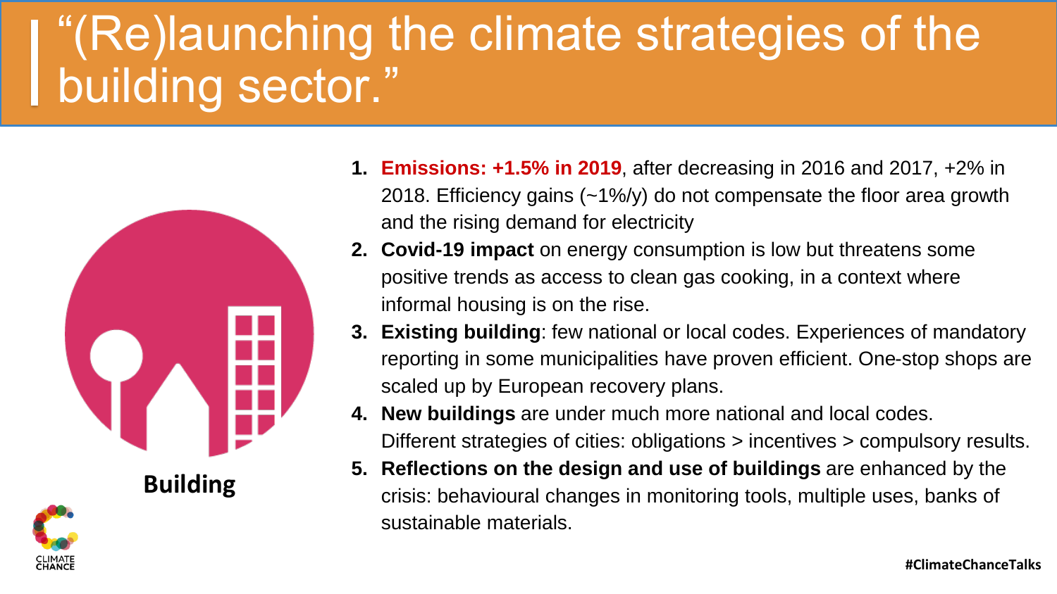# "(Re)launching the climate strategies of the building sector."

Building

1. **Emissions: +1.5% in 2019**, after decreasing in 2016 and 2017, +2% in 2018. Efficiency gains (~1%/y) do not compensate the floor area growth and the rising demand for electricity
2. **Covid-19 impact** on energy consumption is low but threatens some positive trends as access to clean gas cooking, in a context where informal housing is on the rise.
3. **Existing building**: few national or local codes. Experiences of mandatory reporting in some municipalities have proven efficient. One-stop shops are scaled up by European recovery plans.
4. **New buildings** are under much more national and local codes. Different strategies of cities: obligations > incentives > compulsory results.
5. **Reflections on the design and use of buildings** are enhanced by the crisis: behavioural changes in monitoring tools, multiple uses, banks of sustainable materials.

#ClimateChanceTalks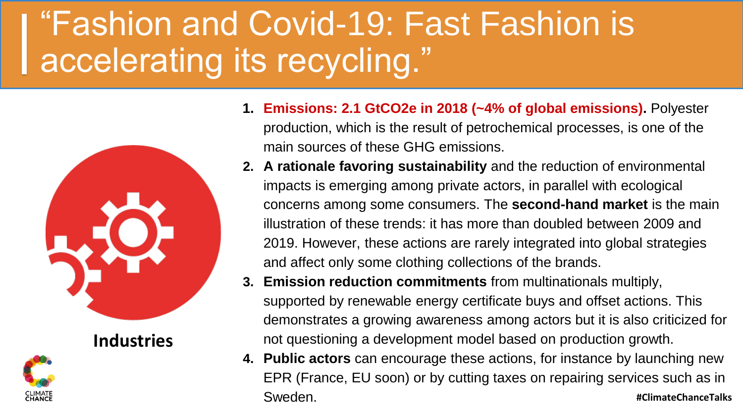# "Fashion and Covid-19: Fast Fashion is accelerating its recycling."

**Industries**

1. **Emissions: 2.1 $GtCO_2e$ in 2018 (~4% of global emissions).** Polyester production, which is the result of petrochemical processes, is one of the main sources of these GHG emissions.
2. **A rationale favoring sustainability** and the reduction of environmental impacts is emerging among private actors, in parallel with ecological concerns among some consumers. The **second-hand market** is the main illustration of these trends: it has more than doubled between 2009 and 2019. However, these actions are rarely integrated into global strategies and affect only some clothing collections of the brands.
3. **Emission reduction commitments** from multinationals multiply, supported by renewable energy certificate buys and offset actions. This demonstrates a growing awareness among actors but it is also criticized for not questioning a development model based on production growth.
4. **Public actors** can encourage these actions, for instance by launching new EPR (France, EU soon) or by cutting taxes on repairing services such as in Sweden.

#ClimateChanceTalks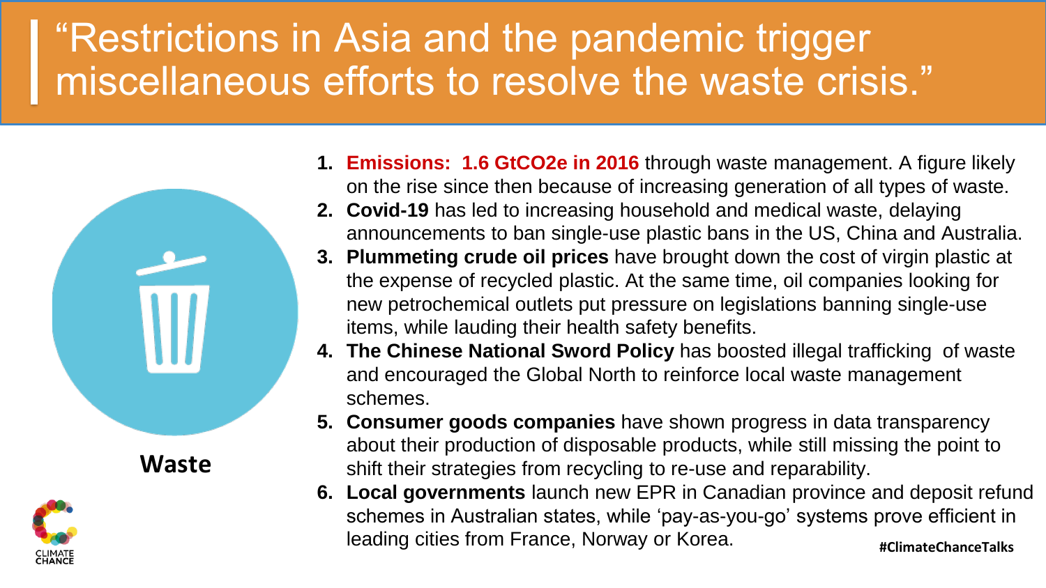# “Restrictions in Asia and the pandemic trigger miscellaneous efforts to resolve the waste crisis.”

**Waste**

1. **Emissions: 1.6 $GtCO_2e$ in 2016** through waste management. A figure likely on the rise since then because of increasing generation of all types of waste.
2. **Covid-19** has led to increasing household and medical waste, delaying announcements to ban single-use plastic bans in the US, China and Australia.
3. **Plummeting crude oil prices** have brought down the cost of virgin plastic at the expense of recycled plastic. At the same time, oil companies looking for new petrochemical outlets put pressure on legislations banning single-use items, while lauding their health safety benefits.
4. **The Chinese National Sword Policy** has boosted illegal trafficking of waste and encouraged the Global North to reinforce local waste management schemes.
5. **Consumer goods companies** have shown progress in data transparency about their production of disposable products, while still missing the point to shift their strategies from recycling to re-use and reparability.
6. **Local governments** launch new EPR in Canadian province and deposit refund schemes in Australian states, while ‘pay-as-you-go’ systems prove efficient in leading cities from France, Norway or Korea.

CLIMATE CHANCE

#ClimateChanceTalks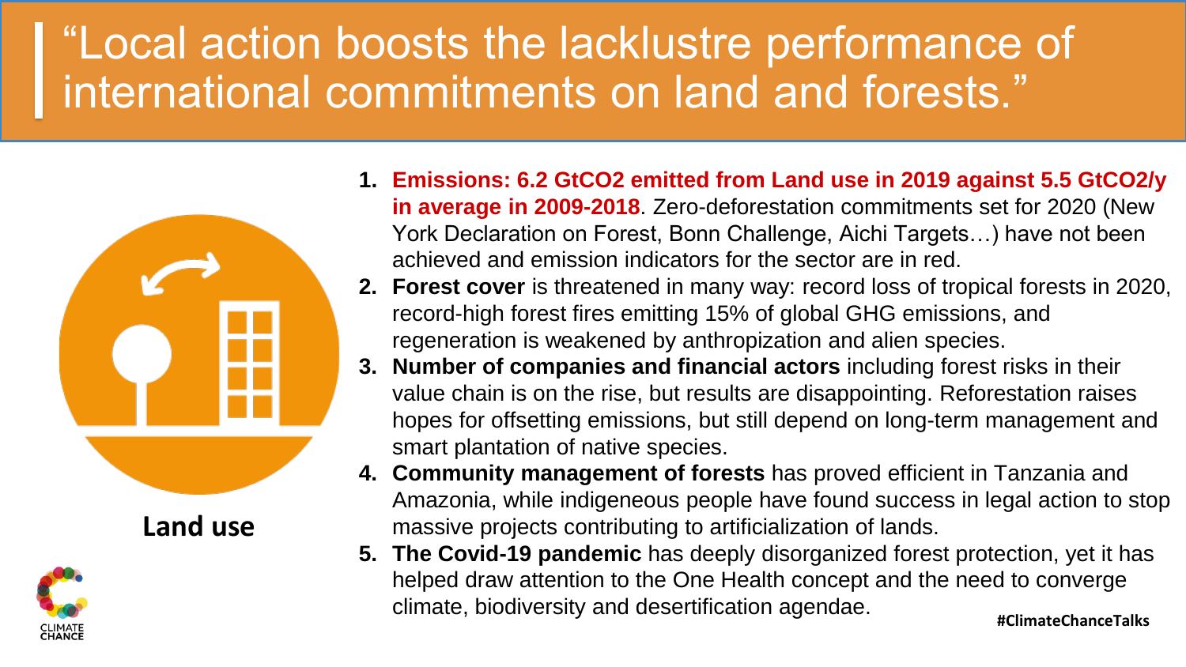# “Local action boosts the lacklustre performance of international commitments on land and forests.”

**Land use**

1. **Emissions: 6.2 $GtCO_2$ emitted from Land use in 2019 against 5.5 $GtCO_2$/y in average in 2009-2018**. Zero-deforestation commitments set for 2020 (New York Declaration on Forest, Bonn Challenge, Aichi Targets…) have not been achieved and emission indicators for the sector are in red.
2. **Forest cover** is threatened in many way: record loss of tropical forests in 2020, record-high forest fires emitting 15% of global GHG emissions, and regeneration is weakened by anthropization and alien species.
3. **Number of companies and financial actors** including forest risks in their value chain is on the rise, but results are disappointing. Reforestation raises hopes for offsetting emissions, but still depend on long-term management and smart plantation of native species.
4. **Community management of forests** has proved efficient in Tanzania and Amazonia, while indigeneous people have found success in legal action to stop massive projects contributing to artificialization of lands.
5. **The Covid-19 pandemic** has deeply disorganized forest protection, yet it has helped draw attention to the One Health concept and the need to converge climate, biodiversity and desertification agendae.

#ClimateChanceTalks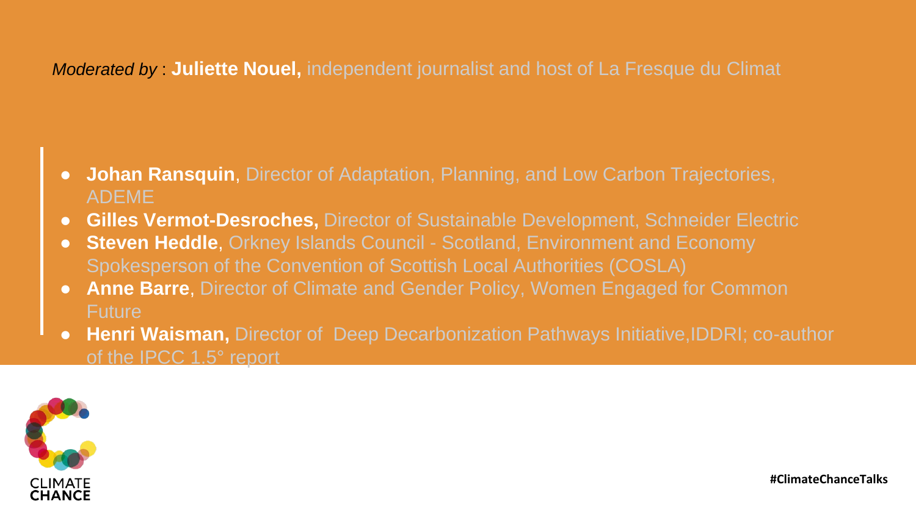*Moderated by* : **Juliette Nouel,** independent journalist and host of La Fresque du Climat

- **Johan Ransquin**, Director of Adaptation, Planning, and Low Carbon Trajectories, ADEME
- **Gilles Vermot-Desroches,** Director of Sustainable Development, Schneider Electric
- **Steven Heddle**, Orkney Islands Council - Scotland, Environment and Economy Spokesperson of the Convention of Scottish Local Authorities (COSLA)
- **Anne Barre**, Director of Climate and Gender Policy, Women Engaged for Common Future
- **Henri Waisman,** Director of Deep Decarbonization Pathways Initiative,IDDRI; co-author of the IPCC 1.5° report

CLIMATE CHANCE

#ClimateChanceTalks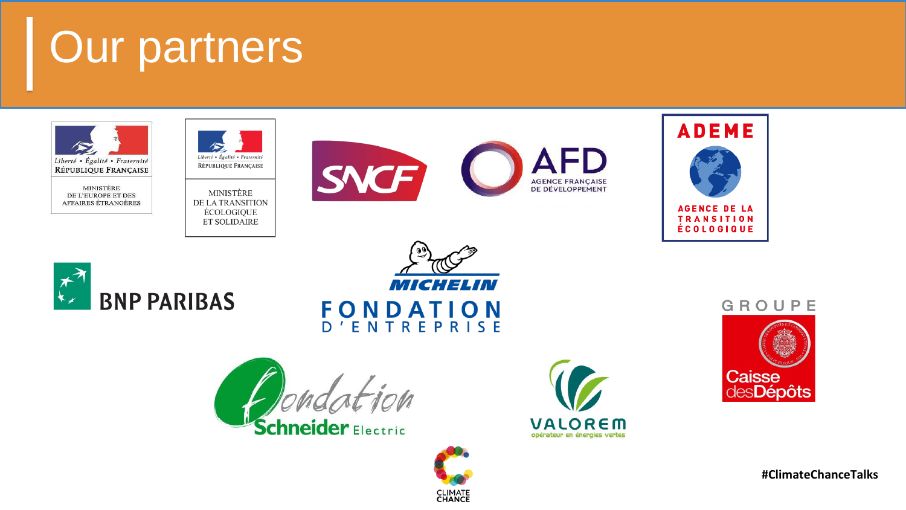# Our partners

Liberté • Égalité • Fraternité
RÉPUBLIQUE FRANÇAISE

MINISTÈRE
DE L'EUROPE ET DES
AFFAIRES ÉTRANGÈRES

Liberté • Égalité • Fraternité
RÉPUBLIQUE FRANÇAISE

MINISTÈRE
DE LA TRANSITION
ÉCOLOGIQUE
ET SOLIDAIRE

SNCF

AFD
AGENCE FRANÇAISE
DE DÉVELOPPEMENT

ADEME
AGENCE DE LA
TRANSITION
ÉCOLOGIQUE

BNP PARIBAS

MICHELIN
FONDATION
D'ENTREPRISE

GROUPE
Caisse desDépôts

Fondation
Schneider Electric

VALOREM
opérateur en énergies vertes

CLIMATE
CHANCE

#ClimateChanceTalks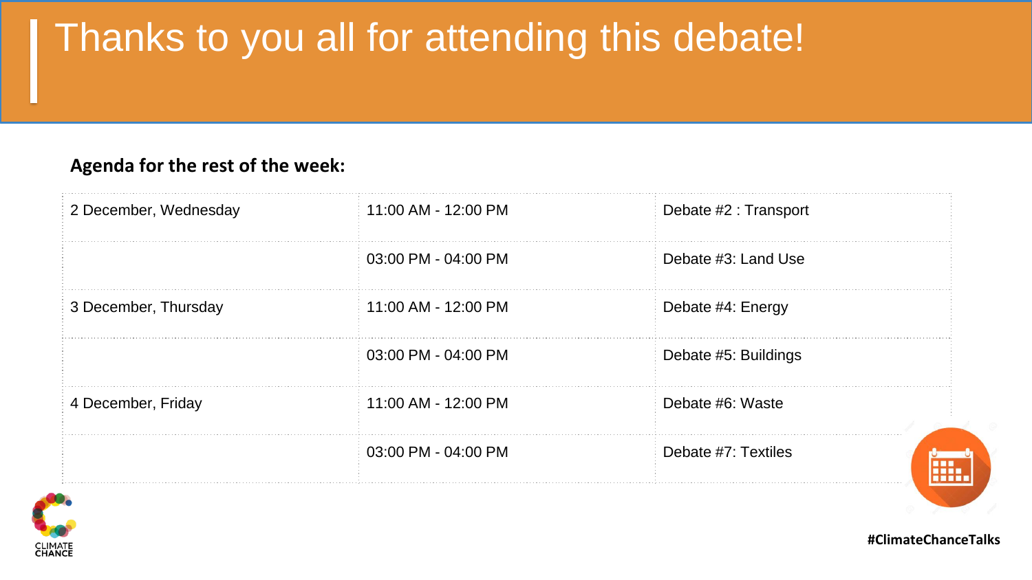# Thanks to you all for attending this debate!

**Agenda for the rest of the week:**

| | | |
|---|---|---|
| 2 December, Wednesday | 11:00 AM - 12:00 PM | Debate #2 : Transport |
| | 03:00 PM - 04:00 PM | Debate #3: Land Use |
| 3 December, Thursday | 11:00 AM - 12:00 PM | Debate #4: Energy |
| | 03:00 PM - 04:00 PM | Debate #5: Buildings |
| 4 December, Friday | 11:00 AM - 12:00 PM | Debate #6: Waste |
| | 03:00 PM - 04:00 PM | Debate #7: Textiles |

CLIMATE CHANCE

**#ClimateChanceTalks**